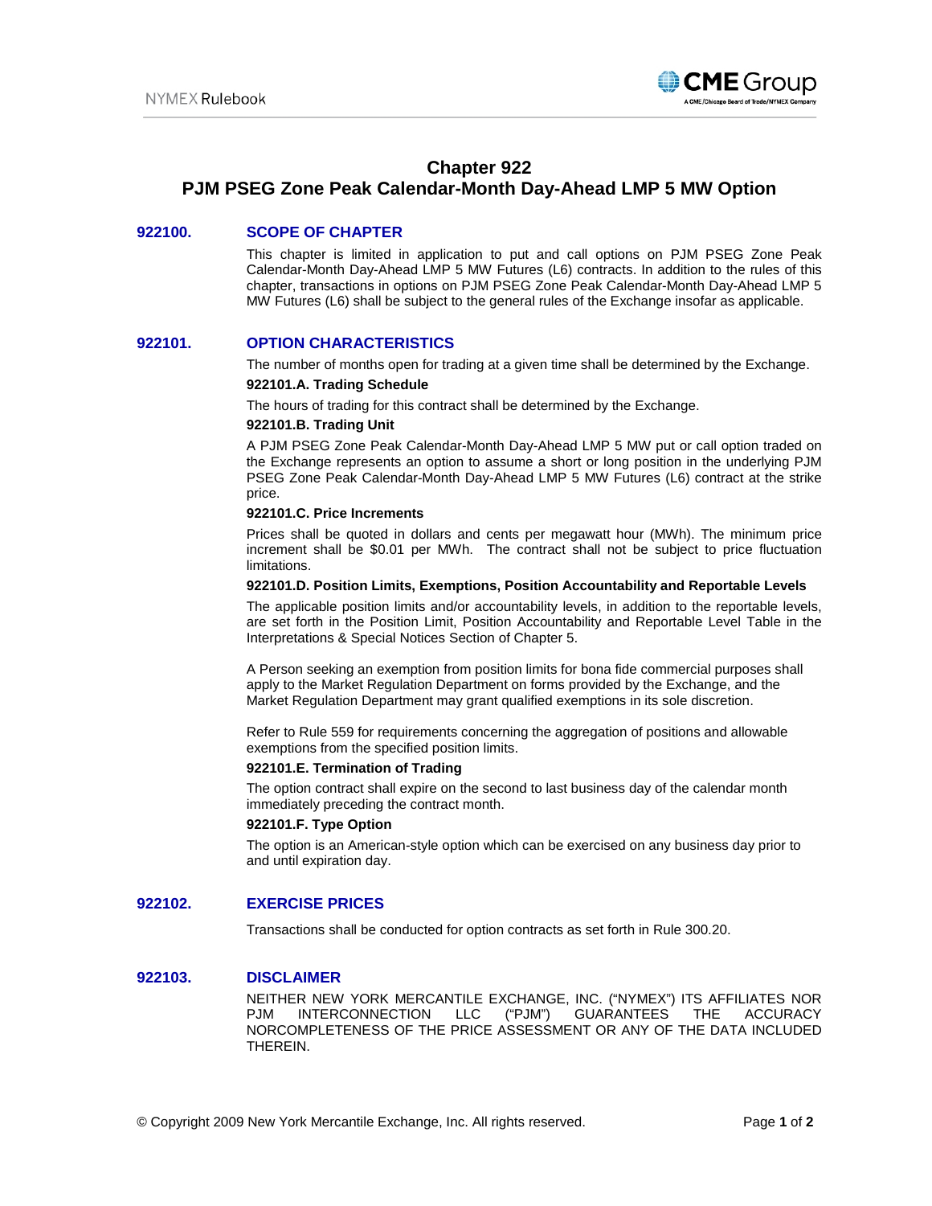# Chapter 922
# PJM PSEG Zone Peak Calendar-Month Day-Ahead LMP 5 MW Option

## 922100. SCOPE OF CHAPTER

This chapter is limited in application to put and call options on PJM PSEG Zone Peak Calendar-Month Day-Ahead LMP 5 MW Futures (L6) contracts. In addition to the rules of this chapter, transactions in options on PJM PSEG Zone Peak Calendar-Month Day-Ahead LMP 5 MW Futures (L6) shall be subject to the general rules of the Exchange insofar as applicable.

## 922101. OPTION CHARACTERISTICS

The number of months open for trading at a given time shall be determined by the Exchange.

### 922101.A. Trading Schedule

The hours of trading for this contract shall be determined by the Exchange.

### 922101.B. Trading Unit

A PJM PSEG Zone Peak Calendar-Month Day-Ahead LMP 5 MW put or call option traded on the Exchange represents an option to assume a short or long position in the underlying PJM PSEG Zone Peak Calendar-Month Day-Ahead LMP 5 MW Futures (L6) contract at the strike price.

### 922101.C. Price Increments

Prices shall be quoted in dollars and cents per megawatt hour (MWh). The minimum price increment shall be $0.01 per MWh. The contract shall not be subject to price fluctuation limitations.

### 922101.D. Position Limits, Exemptions, Position Accountability and Reportable Levels

The applicable position limits and/or accountability levels, in addition to the reportable levels, are set forth in the Position Limit, Position Accountability and Reportable Level Table in the Interpretations & Special Notices Section of Chapter 5.

A Person seeking an exemption from position limits for bona fide commercial purposes shall apply to the Market Regulation Department on forms provided by the Exchange, and the Market Regulation Department may grant qualified exemptions in its sole discretion.

Refer to Rule 559 for requirements concerning the aggregation of positions and allowable exemptions from the specified position limits.

### 922101.E. Termination of Trading

The option contract shall expire on the second to last business day of the calendar month immediately preceding the contract month.

### 922101.F. Type Option

The option is an American-style option which can be exercised on any business day prior to and until expiration day.

## 922102. EXERCISE PRICES

Transactions shall be conducted for option contracts as set forth in Rule 300.20.

## 922103. DISCLAIMER

NEITHER NEW YORK MERCANTILE EXCHANGE, INC. ("NYMEX") ITS AFFILIATES NOR PJM INTERCONNECTION LLC ("PJM") GUARANTEES THE ACCURACY NORCOMPLETENESS OF THE PRICE ASSESSMENT OR ANY OF THE DATA INCLUDED THEREIN.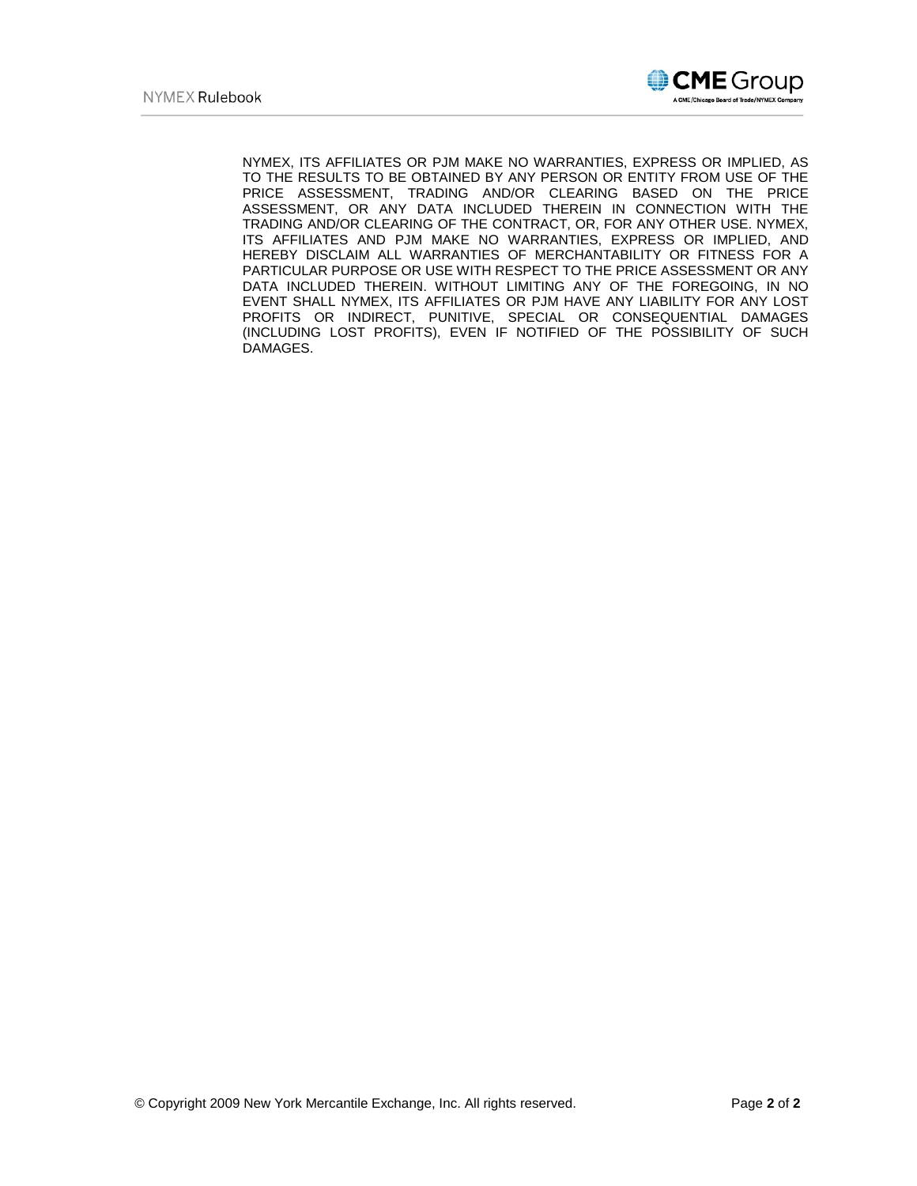NYMEX, ITS AFFILIATES OR PJM MAKE NO WARRANTIES, EXPRESS OR IMPLIED, AS TO THE RESULTS TO BE OBTAINED BY ANY PERSON OR ENTITY FROM USE OF THE PRICE ASSESSMENT, TRADING AND/OR CLEARING BASED ON THE PRICE ASSESSMENT, OR ANY DATA INCLUDED THEREIN IN CONNECTION WITH THE TRADING AND/OR CLEARING OF THE CONTRACT, OR, FOR ANY OTHER USE. NYMEX, ITS AFFILIATES AND PJM MAKE NO WARRANTIES, EXPRESS OR IMPLIED, AND HEREBY DISCLAIM ALL WARRANTIES OF MERCHANTABILITY OR FITNESS FOR A PARTICULAR PURPOSE OR USE WITH RESPECT TO THE PRICE ASSESSMENT OR ANY DATA INCLUDED THEREIN. WITHOUT LIMITING ANY OF THE FOREGOING, IN NO EVENT SHALL NYMEX, ITS AFFILIATES OR PJM HAVE ANY LIABILITY FOR ANY LOST PROFITS OR INDIRECT, PUNITIVE, SPECIAL OR CONSEQUENTIAL DAMAGES (INCLUDING LOST PROFITS), EVEN IF NOTIFIED OF THE POSSIBILITY OF SUCH DAMAGES.